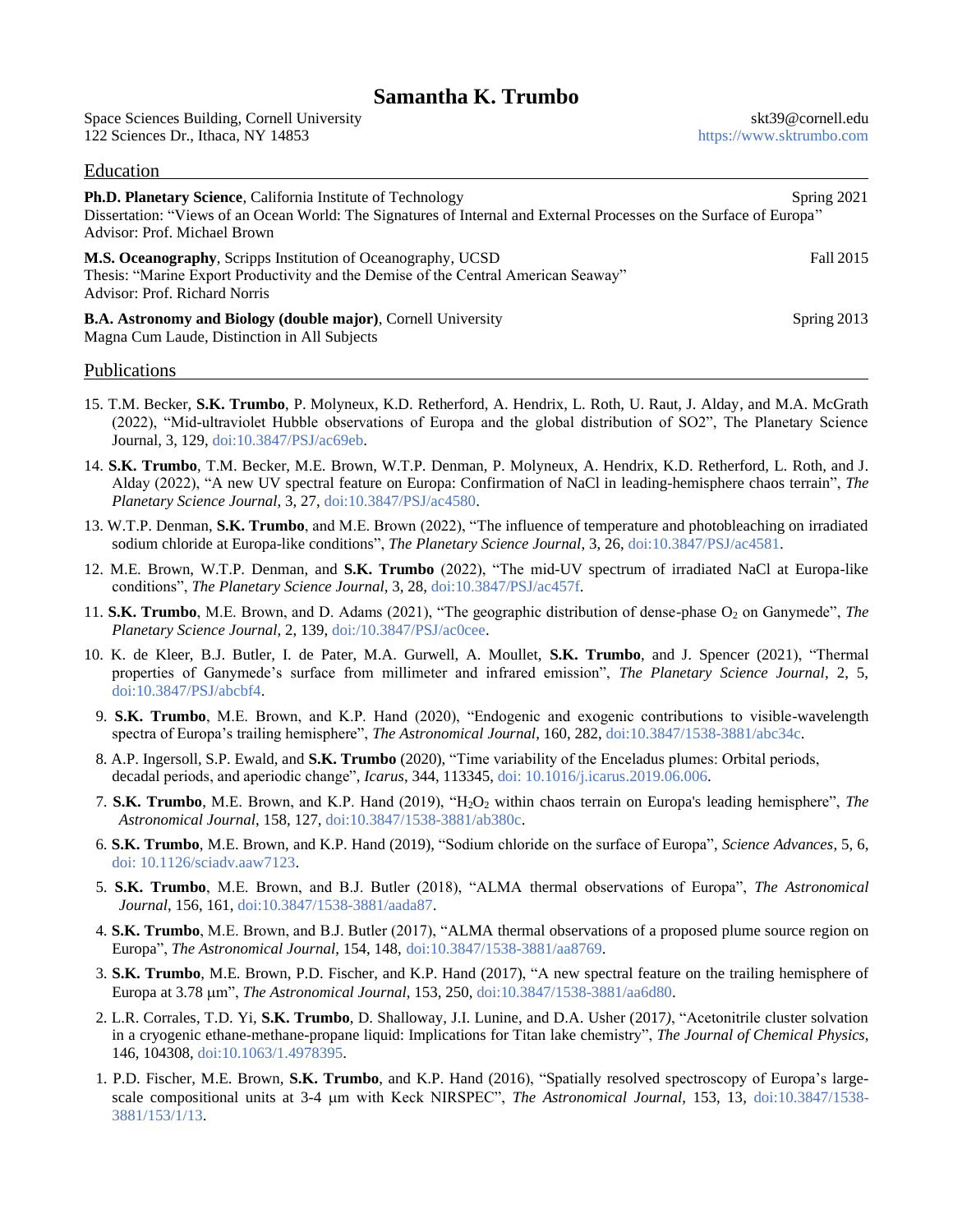# Samantha K. Trumbo

Space Sciences Building, Cornell University
122 Sciences Dr., Ithaca, NY 14853

skt39@cornell.edu
https://www.sktrumbo.com

## Education

**Ph.D. Planetary Science**, California Institute of Technology — Spring 2021
Dissertation: "Views of an Ocean World: The Signatures of Internal and External Processes on the Surface of Europa"
Advisor: Prof. Michael Brown

**M.S. Oceanography**, Scripps Institution of Oceanography, UCSD — Fall 2015
Thesis: "Marine Export Productivity and the Demise of the Central American Seaway"
Advisor: Prof. Richard Norris

**B.A. Astronomy and Biology (double major)**, Cornell University — Spring 2013
Magna Cum Laude, Distinction in All Subjects

## Publications

15. T.M. Becker, **S.K. Trumbo**, P. Molyneux, K.D. Retherford, A. Hendrix, L. Roth, U. Raut, J. Alday, and M.A. McGrath (2022), "Mid-ultraviolet Hubble observations of Europa and the global distribution of SO2", The Planetary Science Journal, 3, 129, doi:10.3847/PSJ/ac69eb.

14. **S.K. Trumbo**, T.M. Becker, M.E. Brown, W.T.P. Denman, P. Molyneux, A. Hendrix, K.D. Retherford, L. Roth, and J. Alday (2022), "A new UV spectral feature on Europa: Confirmation of NaCl in leading-hemisphere chaos terrain", *The Planetary Science Journal*, 3, 27, doi:10.3847/PSJ/ac4580.

13. W.T.P. Denman, **S.K. Trumbo**, and M.E. Brown (2022), "The influence of temperature and photobleaching on irradiated sodium chloride at Europa-like conditions", *The Planetary Science Journal*, 3, 26, doi:10.3847/PSJ/ac4581.

12. M.E. Brown, W.T.P. Denman, and **S.K. Trumbo** (2022), "The mid-UV spectrum of irradiated NaCl at Europa-like conditions", *The Planetary Science Journal*, 3, 28, doi:10.3847/PSJ/ac457f.

11. **S.K. Trumbo**, M.E. Brown, and D. Adams (2021), "The geographic distribution of dense-phase $O_2$ on Ganymede", *The Planetary Science Journal*, 2, 139, doi:/10.3847/PSJ/ac0cee.

10. K. de Kleer, B.J. Butler, I. de Pater, M.A. Gurwell, A. Moullet, **S.K. Trumbo**, and J. Spencer (2021), "Thermal properties of Ganymede's surface from millimeter and infrared emission", *The Planetary Science Journal*, 2, 5, doi:10.3847/PSJ/abcbf4.

9. **S.K. Trumbo**, M.E. Brown, and K.P. Hand (2020), "Endogenic and exogenic contributions to visible-wavelength spectra of Europa's trailing hemisphere", *The Astronomical Journal*, 160, 282, doi:10.3847/1538-3881/abc34c.

8. A.P. Ingersoll, S.P. Ewald, and **S.K. Trumbo** (2020), "Time variability of the Enceladus plumes: Orbital periods, decadal periods, and aperiodic change", *Icarus*, 344, 113345, doi: 10.1016/j.icarus.2019.06.006.

7. **S.K. Trumbo**, M.E. Brown, and K.P. Hand (2019), "$H_2O_2$ within chaos terrain on Europa's leading hemisphere", *The Astronomical Journal*, 158, 127, doi:10.3847/1538-3881/ab380c.

6. **S.K. Trumbo**, M.E. Brown, and K.P. Hand (2019), "Sodium chloride on the surface of Europa", *Science Advances*, 5, 6, doi: 10.1126/sciadv.aaw7123.

5. **S.K. Trumbo**, M.E. Brown, and B.J. Butler (2018), "ALMA thermal observations of Europa", *The Astronomical Journal*, 156, 161, doi:10.3847/1538-3881/aada87.

4. **S.K. Trumbo**, M.E. Brown, and B.J. Butler (2017), "ALMA thermal observations of a proposed plume source region on Europa", *The Astronomical Journal*, 154, 148, doi:10.3847/1538-3881/aa8769.

3. **S.K. Trumbo**, M.E. Brown, P.D. Fischer, and K.P. Hand (2017), "A new spectral feature on the trailing hemisphere of Europa at 3.78 μm", *The Astronomical Journal*, 153, 250, doi:10.3847/1538-3881/aa6d80.

2. L.R. Corrales, T.D. Yi, **S.K. Trumbo**, D. Shalloway, J.I. Lunine, and D.A. Usher (2017), "Acetonitrile cluster solvation in a cryogenic ethane-methane-propane liquid: Implications for Titan lake chemistry", *The Journal of Chemical Physics*, 146, 104308, doi:10.1063/1.4978395.

1. P.D. Fischer, M.E. Brown, **S.K. Trumbo**, and K.P. Hand (2016), "Spatially resolved spectroscopy of Europa's large-scale compositional units at 3-4 μm with Keck NIRSPEC", *The Astronomical Journal*, 153, 13, doi:10.3847/1538-3881/153/1/13.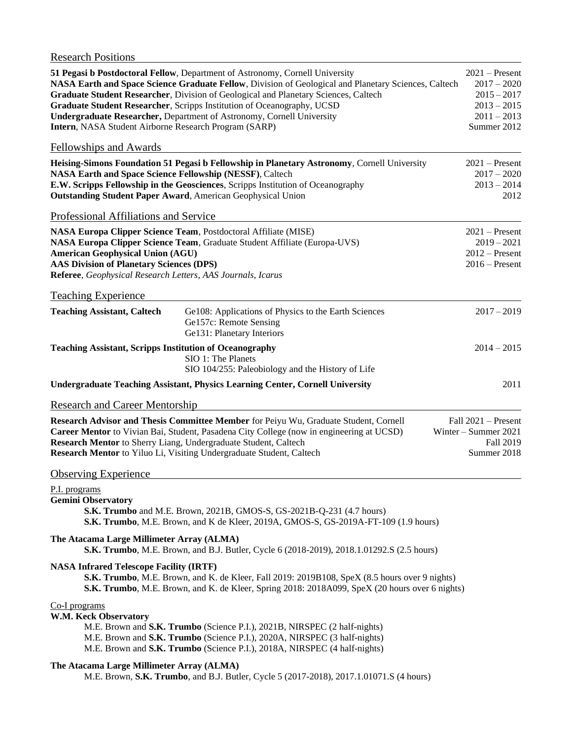## Research Positions

**51 Pegasi b Postdoctoral Fellow**, Department of Astronomy, Cornell University — 2021 – Present
**NASA Earth and Space Science Graduate Fellow**, Division of Geological and Planetary Sciences, Caltech — 2017 – 2020
**Graduate Student Researcher**, Division of Geological and Planetary Sciences, Caltech — 2015 – 2017
**Graduate Student Researcher**, Scripps Institution of Oceanography, UCSD — 2013 – 2015
**Undergraduate Researcher,** Department of Astronomy, Cornell University — 2011 – 2013
**Intern**, NASA Student Airborne Research Program (SARP) — Summer 2012

## Fellowships and Awards

**Heising-Simons Foundation 51 Pegasi b Fellowship in Planetary Astronomy**, Cornell University — 2021 – Present
**NASA Earth and Space Science Fellowship (NESSF)**, Caltech — 2017 – 2020
**E.W. Scripps Fellowship in the Geosciences**, Scripps Institution of Oceanography — 2013 – 2014
**Outstanding Student Paper Award**, American Geophysical Union — 2012

## Professional Affiliations and Service

**NASA Europa Clipper Science Team**, Postdoctoral Affiliate (MISE) — 2021 – Present
**NASA Europa Clipper Science Team**, Graduate Student Affiliate (Europa-UVS) — 2019 – 2021
**American Geophysical Union (AGU)** — 2012 – Present
**AAS Division of Planetary Sciences (DPS)** — 2016 – Present
**Referee**, *Geophysical Research Letters, AAS Journals, Icarus*

## Teaching Experience

**Teaching Assistant, Caltech** — 2017 – 2019
- Ge108: Applications of Physics to the Earth Sciences
- Ge157c: Remote Sensing
- Ge131: Planetary Interiors

**Teaching Assistant, Scripps Institution of Oceanography** — 2014 – 2015
- SIO 1: The Planets
- SIO 104/255: Paleobiology and the History of Life

**Undergraduate Teaching Assistant, Physics Learning Center, Cornell University** — 2011

## Research and Career Mentorship

**Research Advisor and Thesis Committee Member** for Peiyu Wu, Graduate Student, Cornell — Fall 2021 – Present
**Career Mentor** to Vivian Bai, Student, Pasadena City College (now in engineering at UCSD) — Winter – Summer 2021
**Research Mentor** to Sherry Liang, Undergraduate Student, Caltech — Fall 2019
**Research Mentor** to Yiluo Li, Visiting Undergraduate Student, Caltech — Summer 2018

## Observing Experience

### P.I. programs

**Gemini Observatory**
- **S.K. Trumbo** and M.E. Brown, 2021B, GMOS-S, GS-2021B-Q-231 (4.7 hours)
- **S.K. Trumbo**, M.E. Brown, and K de Kleer, 2019A, GMOS-S, GS-2019A-FT-109 (1.9 hours)

**The Atacama Large Millimeter Array (ALMA)**
- **S.K. Trumbo**, M.E. Brown, and B.J. Butler, Cycle 6 (2018-2019), 2018.1.01292.S (2.5 hours)

**NASA Infrared Telescope Facility (IRTF)**
- **S.K. Trumbo**, M.E. Brown, and K. de Kleer, Fall 2019: 2019B108, SpeX (8.5 hours over 9 nights)
- **S.K. Trumbo**, M.E. Brown, and K. de Kleer, Spring 2018: 2018A099, SpeX (20 hours over 6 nights)

### Co-I programs

**W.M. Keck Observatory**
- M.E. Brown and **S.K. Trumbo** (Science P.I.), 2021B, NIRSPEC (2 half-nights)
- M.E. Brown and **S.K. Trumbo** (Science P.I.), 2020A, NIRSPEC (3 half-nights)
- M.E. Brown and **S.K. Trumbo** (Science P.I.), 2018A, NIRSPEC (4 half-nights)

**The Atacama Large Millimeter Array (ALMA)**
- M.E. Brown, **S.K. Trumbo**, and B.J. Butler, Cycle 5 (2017-2018), 2017.1.01071.S (4 hours)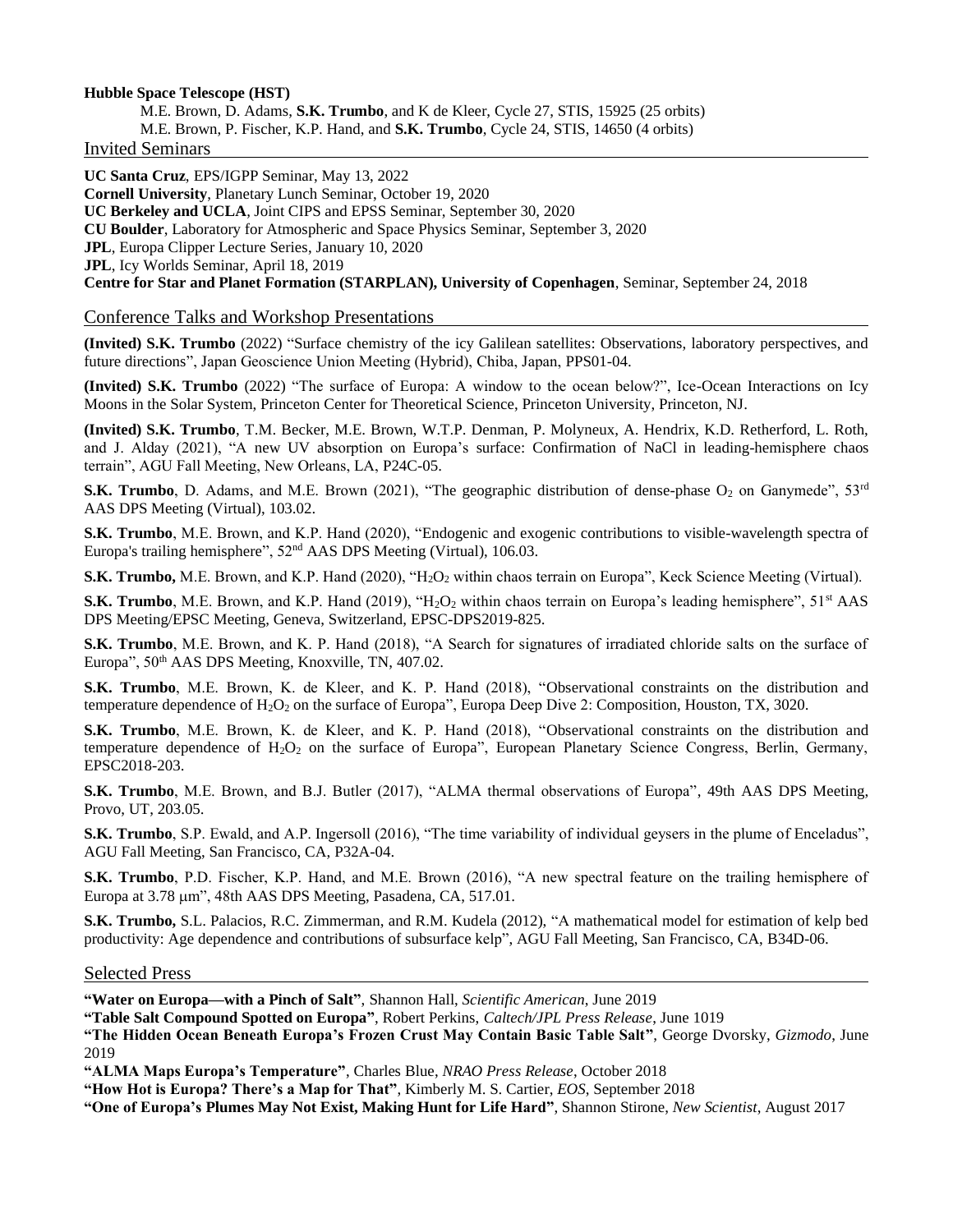**Hubble Space Telescope (HST)**

M.E. Brown, D. Adams, **S.K. Trumbo**, and K de Kleer, Cycle 27, STIS, 15925 (25 orbits)
M.E. Brown, P. Fischer, K.P. Hand, and **S.K. Trumbo**, Cycle 24, STIS, 14650 (4 orbits)

## Invited Seminars

**UC Santa Cruz**, EPS/IGPP Seminar, May 13, 2022
**Cornell University**, Planetary Lunch Seminar, October 19, 2020
**UC Berkeley and UCLA**, Joint CIPS and EPSS Seminar, September 30, 2020
**CU Boulder**, Laboratory for Atmospheric and Space Physics Seminar, September 3, 2020
**JPL**, Europa Clipper Lecture Series, January 10, 2020
**JPL**, Icy Worlds Seminar, April 18, 2019
**Centre for Star and Planet Formation (STARPLAN), University of Copenhagen**, Seminar, September 24, 2018

## Conference Talks and Workshop Presentations

**(Invited) S.K. Trumbo** (2022) "Surface chemistry of the icy Galilean satellites: Observations, laboratory perspectives, and future directions", Japan Geoscience Union Meeting (Hybrid), Chiba, Japan, PPS01-04.

**(Invited) S.K. Trumbo** (2022) "The surface of Europa: A window to the ocean below?", Ice-Ocean Interactions on Icy Moons in the Solar System, Princeton Center for Theoretical Science, Princeton University, Princeton, NJ.

**(Invited) S.K. Trumbo**, T.M. Becker, M.E. Brown, W.T.P. Denman, P. Molyneux, A. Hendrix, K.D. Retherford, L. Roth, and J. Alday (2021), "A new UV absorption on Europa's surface: Confirmation of NaCl in leading-hemisphere chaos terrain", AGU Fall Meeting, New Orleans, LA, P24C-05.

**S.K. Trumbo**, D. Adams, and M.E. Brown (2021), "The geographic distribution of dense-phase $O_2$ on Ganymede", 53rd AAS DPS Meeting (Virtual), 103.02.

**S.K. Trumbo**, M.E. Brown, and K.P. Hand (2020), "Endogenic and exogenic contributions to visible-wavelength spectra of Europa's trailing hemisphere", 52nd AAS DPS Meeting (Virtual), 106.03.

**S.K. Trumbo,** M.E. Brown, and K.P. Hand (2020), "$H_2O_2$ within chaos terrain on Europa", Keck Science Meeting (Virtual).

**S.K. Trumbo**, M.E. Brown, and K.P. Hand (2019), "$H_2O_2$ within chaos terrain on Europa's leading hemisphere", 51st AAS DPS Meeting/EPSC Meeting, Geneva, Switzerland, EPSC-DPS2019-825.

**S.K. Trumbo**, M.E. Brown, and K. P. Hand (2018), "A Search for signatures of irradiated chloride salts on the surface of Europa", 50th AAS DPS Meeting, Knoxville, TN, 407.02.

**S.K. Trumbo**, M.E. Brown, K. de Kleer, and K. P. Hand (2018), "Observational constraints on the distribution and temperature dependence of $H_2O_2$ on the surface of Europa", Europa Deep Dive 2: Composition, Houston, TX, 3020.

**S.K. Trumbo**, M.E. Brown, K. de Kleer, and K. P. Hand (2018), "Observational constraints on the distribution and temperature dependence of $H_2O_2$ on the surface of Europa", European Planetary Science Congress, Berlin, Germany, EPSC2018-203.

**S.K. Trumbo**, M.E. Brown, and B.J. Butler (2017), "ALMA thermal observations of Europa", 49th AAS DPS Meeting, Provo, UT, 203.05.

**S.K. Trumbo**, S.P. Ewald, and A.P. Ingersoll (2016), "The time variability of individual geysers in the plume of Enceladus", AGU Fall Meeting, San Francisco, CA, P32A-04.

**S.K. Trumbo**, P.D. Fischer, K.P. Hand, and M.E. Brown (2016), "A new spectral feature on the trailing hemisphere of Europa at 3.78 μm", 48th AAS DPS Meeting, Pasadena, CA, 517.01.

**S.K. Trumbo,** S.L. Palacios, R.C. Zimmerman, and R.M. Kudela (2012), "A mathematical model for estimation of kelp bed productivity: Age dependence and contributions of subsurface kelp", AGU Fall Meeting, San Francisco, CA, B34D-06.

## Selected Press

**"Water on Europa—with a Pinch of Salt"**, Shannon Hall, *Scientific American*, June 2019
**"Table Salt Compound Spotted on Europa"**, Robert Perkins, *Caltech/JPL Press Release*, June 1019
**"The Hidden Ocean Beneath Europa's Frozen Crust May Contain Basic Table Salt"**, George Dvorsky, *Gizmodo*, June 2019
**"ALMA Maps Europa's Temperature"**, Charles Blue, *NRAO Press Release*, October 2018
**"How Hot is Europa? There's a Map for That"**, Kimberly M. S. Cartier, *EOS*, September 2018
**"One of Europa's Plumes May Not Exist, Making Hunt for Life Hard"**, Shannon Stirone, *New Scientist*, August 2017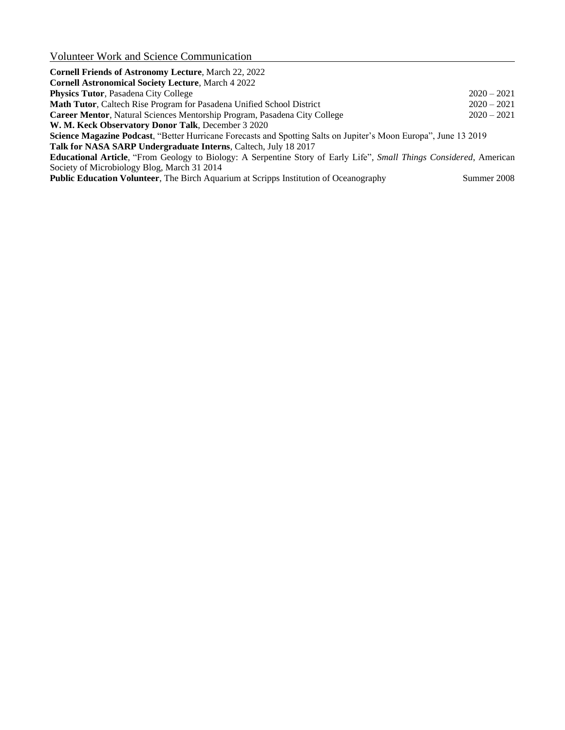## Volunteer Work and Science Communication

**Cornell Friends of Astronomy Lecture**, March 22, 2022
**Cornell Astronomical Society Lecture**, March 4 2022
**Physics Tutor**, Pasadena City College 2020 – 2021
**Math Tutor**, Caltech Rise Program for Pasadena Unified School District 2020 – 2021
**Career Mentor**, Natural Sciences Mentorship Program, Pasadena City College 2020 – 2021
**W. M. Keck Observatory Donor Talk**, December 3 2020
**Science Magazine Podcast**, "Better Hurricane Forecasts and Spotting Salts on Jupiter's Moon Europa", June 13 2019
**Talk for NASA SARP Undergraduate Interns**, Caltech, July 18 2017
**Educational Article**, "From Geology to Biology: A Serpentine Story of Early Life", *Small Things Considered*, American Society of Microbiology Blog, March 31 2014
**Public Education Volunteer**, The Birch Aquarium at Scripps Institution of Oceanography Summer 2008